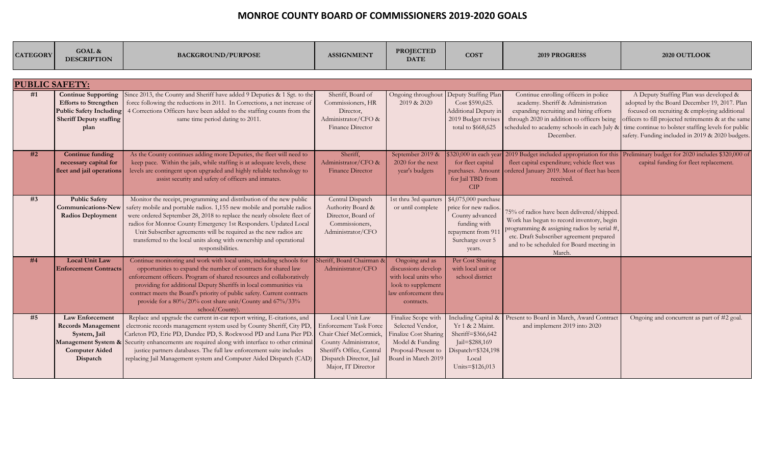# MONROE COUNTY BOARD OF COMMISSIONERS 2019-2020 GOALS

| CATEGORY | GOAL & DESCRIPTION | BACKGROUND/PURPOSE | ASSIGNMENT | PROJECTED DATE | COST | 2019 PROGRESS | 2020 OUTLOOK |
|---|---|---|---|---|---|---|---|
| **PUBLIC SAFETY:** | | | | | | | |
| #1 | **Continue Supporting Efforts to Strengthen Public Safety Including Sheriff Deputy staffing plan** | Since 2013, the County and Sheriff have added 9 Deputies & 1 Sgt. to the force following the reductions in 2011. In Corrections, a net increase of 4 Corrections Officers have been added to the staffing counts from the same time period dating to 2011. | Sheriff, Board of Commissioners, HR Director, Administrator/CFO & Finance Director | Ongoing throughout 2019 & 2020 | Deputy Staffing Plan Cost $590,625. Additional Deputy in 2019 Budget revises total to $668,625 | Continue enrolling officers in police academy. Sheriff & Administration expanding recruiting and hiring efforts through 2020 in addition to officers being scheduled to academy schools in each July & December. | A Deputy Staffing Plan was developed & adopted by the Board December 19, 2017. Plan focused on recruiting & employing additional officers to fill projected retirements & at the same time continue to bolster staffing levels for public safety. Funding included in 2019 & 2020 budgets. |
| #2 | **Continue funding necessary capital for fleet and jail operations** | As the County continues adding more Deputies, the fleet will need to keep pace. Within the jails, while staffing is at adequate levels, these levels are contingent upon upgraded and highly reliable technology to assist security and safety of officers and inmates. | Sheriff, Administrator/CFO & Finance Director | September 2019 & 2020 for the next year's budgets | $320,000 in each year for fleet capital purchases. Amount for Jail TBD from CIP | 2019 Budget included appropriation for this fleet capital expenditure; vehicle fleet was ordered January 2019. Most of fleet has been received. | Preliminary budget for 2020 includes $320,000 of capital funding for fleet replacement. |
| #3 | **Public Safety Communications-New Radios Deployment** | Monitor the receipt, programming and distribution of the new public safety mobile and portable radios. 1,155 new mobile and portable radios were ordered September 28, 2018 to replace the nearly obsolete fleet of radios for Monroe County Emergency 1st Responders. Updated Local Unit Subscriber agreements will be required as the new radios are transferred to the local units along with ownership and operational responsibilities. | Central Dispatch Authority Board & Director, Board of Commissioners, Administrator/CFO | 1st thru 3rd quarters or until complete | $4,075,000 purchase price for new radios. County advanced funding with repayment from 911 Surcharge over 5 years. | 75% of radios have been delivered/shipped. Work has begun to record inventory, begin programming & assigning radios by serial #, etc. Draft Subscriber agreement prepared and to be scheduled for Board meeting in March. | |
| #4 | **Local Unit Law Enforcement Contracts** | Continue monitoring and work with local units, including schools for opportunities to expand the number of contracts for shared law enforcement officers. Program of shared resources and collaboratively providing for additional Deputy Sheriffs in local communities via contract meets the Board's priority of public safety. Current contracts provide for a 80%/20% cost share unit/County and 67%/33% school/County). | Sheriff, Board Chairman & Administrator/CFO | Ongoing and as discussions develop with local units who look to supplement law enforcement thru contracts. | Per Cost Sharing with local unit or school district | | |
| #5 | **Law Enforcement Records Management System, Jail Management System & Computer Aided Dispatch** | Replace and upgrade the current in-car report writing, E-citations, and electronic records management system used by County Sheriff, City PD, Carleton PD, Erie PD, Dundee PD, S. Rockwood PD and Luna Pier PD. Security enhancements are required along with interface to other criminal justice partners databases. The full law enforcement suite includes replacing Jail Management system and Computer Aided Dispatch (CAD) | Local Unit Law Enforcement Task Force Chair Chief McCormick, County Administrator, Sheriff's Office, Central Dispatch Director, Jail Major, IT Director | Finalize Scope with Selected Vendor, Finalize Cost Sharing Model & Funding Proposal-Present to Board in March 2019 | Including Capital & Yr 1 & 2 Maint. Sheriff=$366,642 Jail=$288,169 Dispatch=$324,198 Local Units=$126,013 | Present to Board in March, Award Contract and implement 2019 into 2020 | Ongoing and concurrent as part of #2 goal. |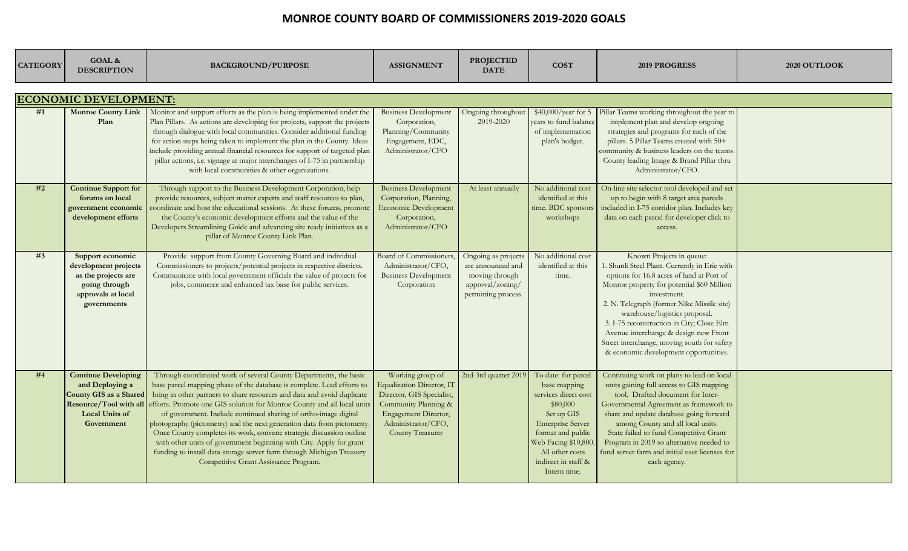# MONROE COUNTY BOARD OF COMMISSIONERS 2019-2020 GOALS

| CATEGORY | GOAL & DESCRIPTION | BACKGROUND/PURPOSE | ASSIGNMENT | PROJECTED DATE | COST | 2019 PROGRESS | 2020 OUTLOOK |
|---|---|---|---|---|---|---|---|
| **ECONOMIC DEVELOPMENT:** | | | | | | | |
| #1 | **Monroe County Link Plan** | Monitor and support efforts as the plan is being implemented under the Plan Pillars. As actions are developing for projects, support the projects through dialogue with local communities. Consider additional funding for action steps being taken to implement the plan in the County. Ideas include providing annual financial resources for support of targeted plan pillar actions, i.e. signage at major interchanges of I-75 in partnership with local communities & other organizations. | Business Development Corporation, Planning/Community Engagement, EDC, Administrator/CFO | Ongoing throughout 2019-2020 | $40,000/year for 5 years to fund balance of implementation plan's budget. | Pillar Teams working throughout the year to implement plan and develop ongoing strategies and programs for each of the pillars. 5 Pillar Teams created with 50+ community & business leaders on the teams. County leading Image & Brand Pillar thru Administrator/CFO. | |
| #2 | **Continue Support for forums on local government economic development efforts** | Through support to the Business Development Corporation, help provide resources, subject matter experts and staff resources to plan, coordinate and host the educational sessions. At these forums, promote the County's economic development efforts and the value of the Developers Streamlining Guide and advancing site ready initiatives as a pillar of Monroe County Link Plan. | Business Development Corporation, Planning, Economic Development Corporation, Administrator/CFO | At least annually | No additional cost identified at this time. BDC sponsors workshops | On-line site selector tool developed and set up to begin with 8 target area parcels included in I-75 corridor plan. Includes key data on each parcel for developer click to access. | |
| #3 | **Support economic development projects as the projects are going through approvals at local governments** | Provide support from County Governing Board and individual Commissioners to projects/potential projects in respective districts. Communicate with local government officials the value of projects for jobs, commerce and enhanced tax base for public services. | Board of Commissioners, Administrator/CFO, Business Development Corporation | Ongoing as projects are announced and moving through approval/zoning/permitting process. | No additional cost identified at this time. | Known Projects in queue:<br>1. Shunli Steel Plant. Currently in Erie with options for 16.8 acres of land at Port of Monroe property for potential $60 Million investment.<br>2. N. Telegraph (former Nike Missile site) warehouse/logistics proposal.<br>3. I-75 reconstruction in City; Close Elm Avenue interchange & design new Front Street interchange, moving south for safety & economic development opportunities. | |
| #4 | **Continue Developing and Deploying a County GIS as a Shared Resource/Tool with all Local Units of Government** | Through coordinated work of several County Departments, the basic base parcel mapping phase of the database is complete. Lead efforts to bring in other partners to share resources and data and avoid duplicate efforts. Promote one GIS solution for Monroe County and all local units of government. Include continued sharing of ortho-image digital photography (pictometry) and the next generation data from pictometry. Once County completes its work, convene strategic discussion outline with other units of government beginning with City. Apply for grant funding to install data storage server farm through Michigan Treasury Competitive Grant Assistance Program. | Working group of Equalization Director, IT Director, GIS Specialist, Community Planning & Engagement Director, Administrator/CFO, County Treasurer | 2nd-3rd quarter 2019 | To date: for parcel base mapping services direct cost $80,000<br>Set up GIS Enterprise Server format and public Web Facing $10,800.<br>All other costs indirect in staff & Intern time. | Continuing work on plans to lead on local units gaining full access to GIS mapping tool. Drafted document for Inter-Governmental Agreement as framework to share and update database going forward among County and all local units. State failed to fund Competitive Grant Program in 2019 so alternative needed to fund server farm and initial user licenses for each agency. | |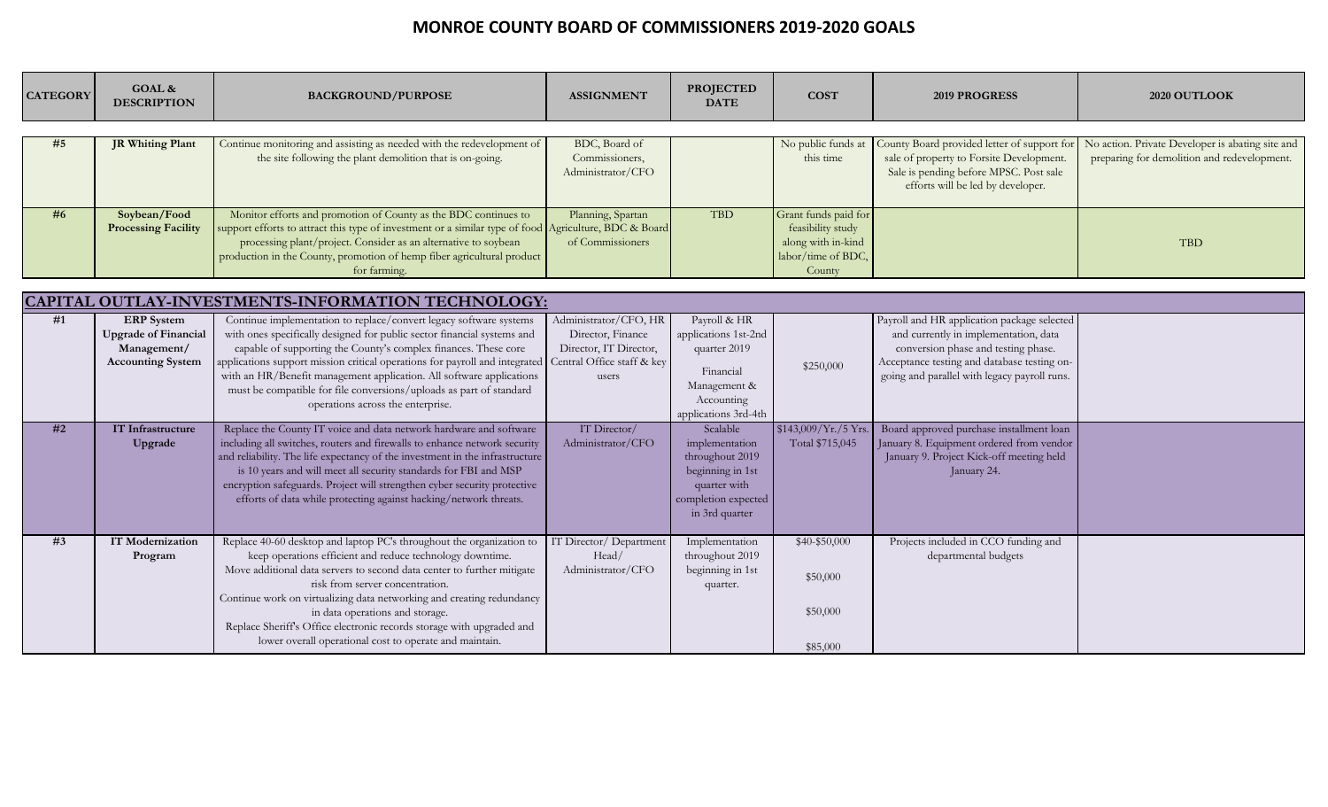# MONROE COUNTY BOARD OF COMMISSIONERS 2019-2020 GOALS

| CATEGORY | GOAL & DESCRIPTION | BACKGROUND/PURPOSE | ASSIGNMENT | PROJECTED DATE | COST | 2019 PROGRESS | 2020 OUTLOOK |
|---|---|---|---|---|---|---|---|
| #5 | **JR Whiting Plant** | Continue monitoring and assisting as needed with the redevelopment of the site following the plant demolition that is on-going. | BDC, Board of Commissioners, Administrator/CFO | | No public funds at this time | County Board provided letter of support for sale of property to Forsite Development. Sale is pending before MPSC. Post sale efforts will be led by developer. | No action. Private Developer is abating site and preparing for demolition and redevelopment. |
| #6 | **Soybean/Food Processing Facility** | Monitor efforts and promotion of County as the BDC continues to support efforts to attract this type of investment or a similar type of food processing plant/project. Consider as an alternative to soybean production in the County, promotion of hemp fiber agricultural product for farming. | Planning, Spartan Agriculture, BDC & Board of Commissioners | TBD | Grant funds paid for feasibility study along with in-kind labor/time of BDC, County | | TBD |

## CAPITAL OUTLAY-INVESTMENTS-INFORMATION TECHNOLOGY:

| CATEGORY | GOAL & DESCRIPTION | BACKGROUND/PURPOSE | ASSIGNMENT | PROJECTED DATE | COST | 2019 PROGRESS | 2020 OUTLOOK |
|---|---|---|---|---|---|---|---|
| #1 | **ERP System Upgrade of Financial Management/ Accounting System** | Continue implementation to replace/convert legacy software systems with ones specifically designed for public sector financial systems and capable of supporting the County's complex finances. These core applications support mission critical operations for payroll and integrated with an HR/Benefit management application. All software applications must be compatible for file conversions/uploads as part of standard operations across the enterprise. | Administrator/CFO, HR Director, Finance Director, IT Director, Central Office staff & key users | Payroll & HR applications 1st-2nd quarter 2019<br><br>Financial Management & Accounting applications 3rd-4th | $250,000 | Payroll and HR application package selected and currently in implementation, data conversion phase and testing phase. Acceptance testing and database testing on-going and parallel with legacy payroll runs. | |
| #2 | **IT Infrastructure Upgrade** | Replace the County IT voice and data network hardware and software including all switches, routers and firewalls to enhance network security and reliability. The life expectancy of the investment in the infrastructure is 10 years and will meet all security standards for FBI and MSP encryption safeguards. Project will strengthen cyber security protective efforts of data while protecting against hacking/network threats. | IT Director/ Administrator/CFO | Scalable implementation throughout 2019 beginning in 1st quarter with completion expected in 3rd quarter | $143,009/Yr./5 Yrs. Total $715,045 | Board approved purchase installment loan January 8. Equipment ordered from vendor January 9. Project Kick-off meeting held January 24. | |
| #3 | **IT Modernization Program** | Replace 40-60 desktop and laptop PC's throughout the organization to keep operations efficient and reduce technology downtime.<br>Move additional data servers to second data center to further mitigate risk from server concentration.<br>Continue work on virtualizing data networking and creating redundancy in data operations and storage.<br>Replace Sheriff's Office electronic records storage with upgraded and lower overall operational cost to operate and maintain. | IT Director/ Department Head/ Administrator/CFO | Implementation throughout 2019 beginning in 1st quarter. | $40-$50,000<br><br>$50,000<br><br>$50,000<br><br>$85,000 | Projects included in CCO funding and departmental budgets | |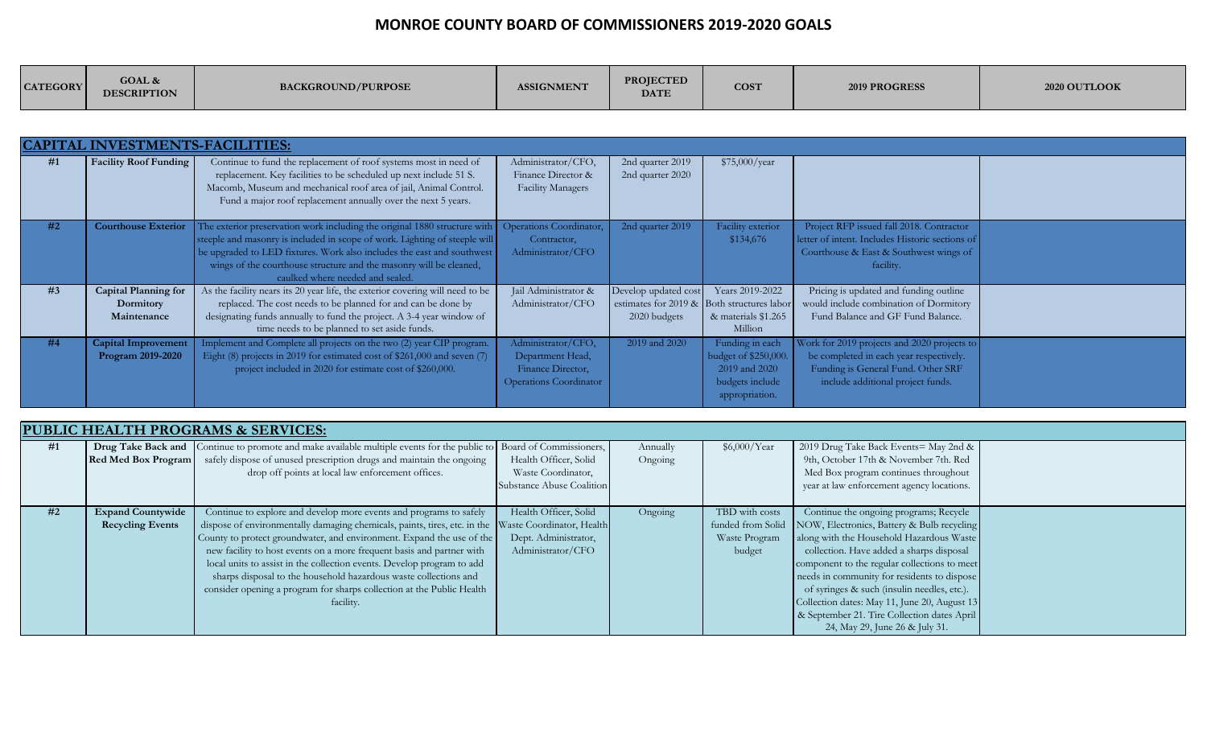# MONROE COUNTY BOARD OF COMMISSIONERS 2019-2020 GOALS

| CATEGORY | GOAL & DESCRIPTION | BACKGROUND/PURPOSE | ASSIGNMENT | PROJECTED DATE | COST | 2019 PROGRESS | 2020 OUTLOOK |
|---|---|---|---|---|---|---|---|
| **CAPITAL INVESTMENTS-FACILITIES:** | | | | | | | |
| #1 | **Facility Roof Funding** | Continue to fund the replacement of roof systems most in need of replacement. Key facilities to be scheduled up next include 51 S. Macomb, Museum and mechanical roof area of jail, Animal Control. Fund a major roof replacement annually over the next 5 years. | Administrator/CFO, Finance Director & Facility Managers | 2nd quarter 2019 2nd quarter 2020 | $75,000/year | | |
| #2 | **Courthouse Exterior** | The exterior preservation work including the original 1880 structure with steeple and masonry is included in scope of work. Lighting of steeple will be upgraded to LED fixtures. Work also includes the east and southwest wings of the courthouse structure and the masonry will be cleaned, caulked where needed and sealed. | Operations Coordinator, Contractor, Administrator/CFO | 2nd quarter 2019 | Facility exterior $134,676 | Project RFP issued fall 2018. Contractor letter of intent. Includes Historic sections of Courthouse & East & Southwest wings of facility. | |
| #3 | **Capital Planning for Dormitory Maintenance** | As the facility nears its 20 year life, the exterior covering will need to be replaced. The cost needs to be planned for and can be done by designating funds annually to fund the project. A 3-4 year window of time needs to be planned to set aside funds. | Jail Administrator & Administrator/CFO | Develop updated cost estimates for 2019 & 2020 budgets | Years 2019-2022 Both structures labor & materials $1.265 Million | Pricing is updated and funding outline would include combination of Dormitory Fund Balance and GF Fund Balance. | |
| #4 | **Capital Improvement Program 2019-2020** | Implement and Complete all projects on the two (2) year CIP program. Eight (8) projects in 2019 for estimated cost of $261,000 and seven (7) project included in 2020 for estimate cost of $260,000. | Administrator/CFO, Department Head, Finance Director, Operations Coordinator | 2019 and 2020 | Funding in each budget of $250,000. 2019 and 2020 budgets include appropriation. | Work for 2019 projects and 2020 projects to be completed in each year respectively. Funding is General Fund. Other SRF include additional project funds. | |
| **PUBLIC HEALTH PROGRAMS & SERVICES:** | | | | | | | |
| #1 | **Drug Take Back and Red Med Box Program** | Continue to promote and make available multiple events for the public to safely dispose of unused prescription drugs and maintain the ongoing drop off points at local law enforcement offices. | Board of Commissioners, Health Officer, Solid Waste Coordinator, Substance Abuse Coalition | Annually Ongoing | $6,000/Year | 2019 Drug Take Back Events= May 2nd & 9th, October 17th & November 7th. Red Med Box program continues throughout year at law enforcement agency locations. | |
| #2 | **Expand Countywide Recycling Events** | Continue to explore and develop more events and programs to safely dispose of environmentally damaging chemicals, paints, tires, etc. in the County to protect groundwater, and environment. Expand the use of the new facility to host events on a more frequent basis and partner with local units to assist in the collection events. Develop program to add sharps disposal to the household hazardous waste collections and consider opening a program for sharps collection at the Public Health facility. | Health Officer, Solid Waste Coordinator, Health Dept. Administrator, Administrator/CFO | Ongoing | TBD with costs funded from Solid Waste Program budget | Continue the ongoing programs; Recycle NOW, Electronics, Battery & Bulb recycling along with the Household Hazardous Waste collection. Have added a sharps disposal component to the regular collections to meet needs in community for residents to dispose of syringes & such (insulin needles, etc.). Collection dates: May 11, June 20, August 13 & September 21. Tire Collection dates April 24, May 29, June 26 & July 31. | |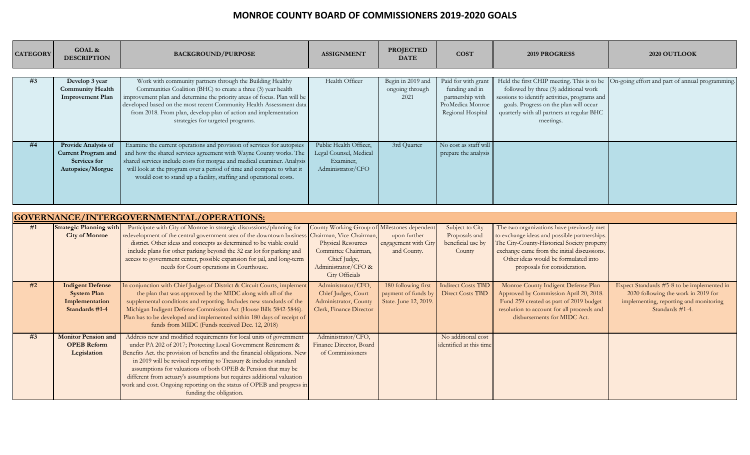# MONROE COUNTY BOARD OF COMMISSIONERS 2019-2020 GOALS

| CATEGORY | GOAL & DESCRIPTION | BACKGROUND/PURPOSE | ASSIGNMENT | PROJECTED DATE | COST | 2019 PROGRESS | 2020 OUTLOOK |
|---|---|---|---|---|---|---|---|
| #3 | **Develop 3 year Community Health Improvement Plan** | Work with community partners through the Building Healthy Communities Coalition (BHC) to create a three (3) year health improvement plan and determine the priority areas of focus. Plan will be developed based on the most recent Community Health Assessment data from 2018. From plan, develop plan of action and implementation strategies for targeted programs. | Health Officer | Begin in 2019 and ongoing through 2021 | Paid for with grant funding and in partnership with ProMedica Monroe Regional Hospital | Held the first CHIP meeting. This is to be followed by three (3) additional work sessions to identify activities, programs and goals. Progress on the plan will occur quarterly with all partners at regular BHC meetings. | On-going effort and part of annual programming. |
| #4 | **Provide Analysis of Current Program and Services for Autopsies/Morgue** | Examine the current operations and provision of services for autopsies and how the shared services agreement with Wayne County works. The shared services include costs for morgue and medical examiner. Analysis will look at the program over a period of time and compare to what it would cost to stand up a facility, staffing and operational costs. | Public Health Officer, Legal Counsel, Medical Examiner, Administrator/CFO | 3rd Quarter | No cost as staff will prepare the analysis | | |
| **GOVERNANCE/INTERGOVERNMENTAL/OPERATIONS:** | | | | | | | |
| #1 | **Strategic Planning with City of Monroe** | Participate with City of Monroe in strategic discussions/planning for redevelopment of the central government area of the downtown business district. Other ideas and concepts as determined to be viable could include plans for other parking beyond the 32 car lot for parking and access to government center, possible expansion for jail, and long-term needs for Court operations in Courthouse. | County Working Group of Chairman, Vice-Chairman, Physical Resources Committee Chairman, Chief Judge, Administrator/CFO & City Officials | Milestones dependent upon further engagement with City and County. | Subject to City Proposals and beneficial use by County | The two organizations have previously met to exchange ideas and possible partnerships. The City-County-Historical Society property exchange came from the initial discussions. Other ideas would be formulated into proposals for consideration. | |
| #2 | **Indigent Defense System Plan Implementation Standards #1-4** | In conjunction with Chief Judges of District & Circuit Courts, implement the plan that was approved by the MIDC along with all of the supplemental conditions and reporting. Includes new standards of the Michigan Indigent Defense Commission Act (House Bills 5842-5846). Plan has to be developed and implemented within 180 days of receipt of funds from MIDC (Funds received Dec. 12, 2018) | Administrator/CFO, Chief Judges, Court Administrator, County Clerk, Finance Director | 180 following first payment of funds by State. June 12, 2019. | Indirect Costs TBD Direct Costs TBD | Monroe County Indigent Defense Plan Approved by Commission April 20, 2018. Fund 259 created as part of 2019 budget resolution to account for all proceeds and disbursements for MIDC Act. | Expect Standards #5-8 to be implemented in 2020 following the work in 2019 for implementing, reporting and monitoring Standards #1-4. |
| #3 | **Monitor Pension and OPEB Reform Legislation** | Address new and modified requirements for local units of government under PA 202 of 2017; Protecting Local Government Retirement & Benefits Act. the provision of benefits and the financial obligations. New in 2019 will be revised reporting to Treasury & includes standard assumptions for valuations of both OPEB & Pension that may be different from actuary's assumptions but requires additional valuation work and cost. Ongoing reporting on the status of OPEB and progress in funding the obligation. | Administrator/CFO, Finance Director, Board of Commissioners | | No additional cost identified at this time | | |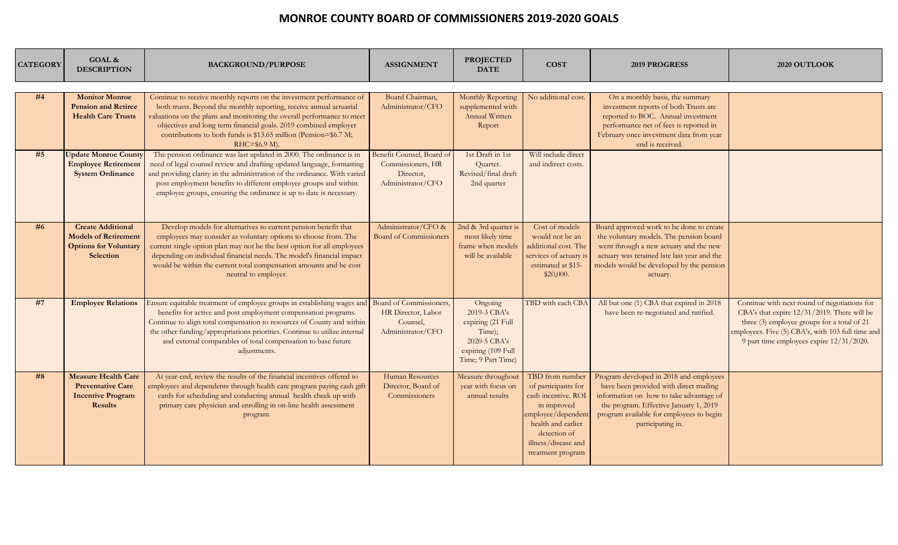# MONROE COUNTY BOARD OF COMMISSIONERS 2019-2020 GOALS

| CATEGORY | GOAL & DESCRIPTION | BACKGROUND/PURPOSE | ASSIGNMENT | PROJECTED DATE | COST | 2019 PROGRESS | 2020 OUTLOOK |
|---|---|---|---|---|---|---|---|
| #4 | **Monitor Monroe Pension and Retiree Health Care Trusts** | Continue to receive monthly reports on the investment performance of both trusts. Beyond the monthly reporting, receive annual actuarial valuations on the plans and monitoring the overall performance to meet objectives and long term financial goals. 2019 combined employer contributions to both funds is $13.65 million (Pension=$6.7 M; RHC=$6.9 M). | Board Chairman, Administrator/CFO | Monthly Reporting supplemented with Annual Written Report | No additional cost. | On a monthly basis, the summary investment reports of both Trusts are reported to BOC. Annual investment performance net of fees is reported in February once investment data from year end is received. | |
| #5 | **Update Monroe County Employee Retirement System Ordinance** | The pension ordinance was last updated in 2000. The ordinance is in need of legal counsel review and drafting updated language, formatting and providing clarity in the administration of the ordinance. With varied post employment benefits to different employee groups and within employee groups, ensuring the ordinance is up to date is necessary. | Benefit Counsel, Board of Commissioners, HR Director, Administrator/CFO | 1st Draft in 1st Quarter. Revised/final draft 2nd quarter | Will include direct and indirect costs. | | |
| #6 | **Create Additional Models of Retirement Options for Voluntary Selection** | Develop models for alternatives to current pension benefit that employees may consider as voluntary options to choose from. The current single option plan may not be the best option for all employees depending on individual financial needs. The model's financial impact would be within the current total compensation amounts and be cost neutral to employer. | Administrator/CFO & Board of Commissioners | 2nd & 3rd quarter is most likely time frame when models will be available | Cost of models would not be an additional cost. The services of actuary is estimated at $15-$20,000. | Board approved work to be done to create the voluntary models. The pension board went through a new actuary and the new actuary was retained late last year and the models would be developed by the pension actuary. | |
| #7 | **Employee Relations** | Ensure equitable treatment of employee groups in establishing wages and benefits for active and post employment compensation programs. Continue to align total compensation to resources of County and within the other funding/appropriations priorities. Continue to utilize internal and external comparables of total compensation to base future adjustments. | Board of Commissioners, HR Director, Labor Counsel, Administrator/CFO | Ongoing 2019-3 CBA's expiring (21 Full Time); 2020-5 CBA's expiring (109 Full Time; 9 Part Time) | TBD with each CBA | All but one (1) CBA that expired in 2018 have been re-negotiated and ratified. | Continue with next round of negotiations for CBA's that expire 12/31/2019. There will be three (3) employee groups for a total of 21 employees. Five (5) CBA's, with 103 full time and 9 part time employees expire 12/31/2020. |
| #8 | **Measure Health Care Preventative Care Incentive Program Results** | At year-end, review the results of the financial incentives offered to employees and dependents through health care program paying cash gift cards for scheduling and conducting annual health check up with primary care physician and enrolling in on-line health assessment program. | Human Resources Director, Board of Commissioners | Measure throughout year with focus on annual results | TBD from number of participants for cash incentive. ROI in improved employee/dependent health and earlier detection of illness/disease and treatment program | Program developed in 2018 and employees have been provided with direct mailing information on how to take advantage of the program. Effective January 1, 2019 program available for employees to begin participating in. | |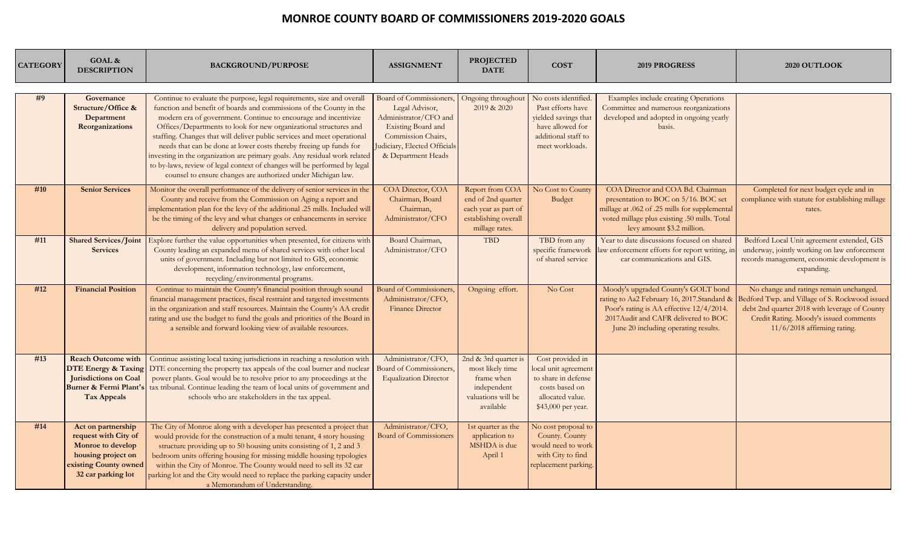# MONROE COUNTY BOARD OF COMMISSIONERS 2019-2020 GOALS

| CATEGORY | GOAL & DESCRIPTION | BACKGROUND/PURPOSE | ASSIGNMENT | PROJECTED DATE | COST | 2019 PROGRESS | 2020 OUTLOOK |
|---|---|---|---|---|---|---|---|
| #9 | **Governance Structure/Office & Department Reorganizations** | Continue to evaluate the purpose, legal requirements, size and overall function and benefit of boards and commissions of the County in the modern era of government. Continue to encourage and incentivize Offices/Departments to look for new organizational structures and staffing. Changes that will deliver public services and meet operational needs that can be done at lower costs thereby freeing up funds for investing in the organization are primary goals. Any residual work related to by-laws, review of legal context of changes will be performed by legal counsel to ensure changes are authorized under Michigan law. | Board of Commissioners, Legal Advisor, Administrator/CFO and Existing Board and Commission Chairs, Judiciary, Elected Officials & Department Heads | Ongoing throughout 2019 & 2020 | No costs identified. Past efforts have yielded savings that have allowed for additional staff to meet workloads. | Examples include creating Operations Committee and numerous reorganizations developed and adopted in ongoing yearly basis. | |
| #10 | **Senior Services** | Monitor the overall performance of the delivery of senior services in the County and receive from the Commission on Aging a report and implementation plan for the levy of the additional .25 mills. Included will be the timing of the levy and what changes or enhancements in service delivery and population served. | COA Director, COA Chairman, Board Chairman, Administrator/CFO | Report from COA end of 2nd quarter each year as part of establishing overall millage rates. | No Cost to County Budget | COA Director and COA Bd. Chairman presentation to BOC on 5/16. BOC set millage at .062 of .25 mills for supplemental voted millage plus existing .50 mills. Total levy amount $3.2 million. | Completed for next budget cycle and in compliance with statute for establishing millage rates. |
| #11 | **Shared Services/Joint Services** | Explore further the value opportunities when presented, for citizens with County leading an expanded menu of shared services with other local units of government. Including but not limited to GIS, economic development, information technology, law enforcement, recycling/environmental programs. | Board Chairman, Administrator/CFO | TBD | TBD from any specific framework of shared service | Year to date discussions focused on shared law enforcement efforts for report writing, in-car communications and GIS. | Bedford Local Unit agreement extended, GIS underway, jointly working on law enforcement records management, economic development is expanding. |
| #12 | **Financial Position** | Continue to maintain the County's financial position through sound financial management practices, fiscal restraint and targeted investments in the organization and staff resources. Maintain the County's AA credit rating and use the budget to fund the goals and priorities of the Board in a sensible and forward looking view of available resources. | Board of Commissioners, Administrator/CFO, Finance Director | Ongoing effort. | No Cost | Moody's upgraded County's GOLT bond rating to Aa2 February 16, 2017.Standard & Poor's rating is AA effective 12/4/2014. 2017Audit and CAFR delivered to BOC June 20 including operating results. | No change and ratings remain unchanged. Bedford Twp. and Village of S. Rockwood issued debt 2nd quarter 2018 with leverage of County Credit Rating. Moody's issued comments 11/6/2018 affirming rating. |
| #13 | **Reach Outcome with DTE Energy & Taxing Jurisdictions on Coal Burner & Fermi Plant's Tax Appeals** | Continue assisting local taxing jurisdictions in reaching a resolution with DTE concerning the property tax appeals of the coal burner and nuclear power plants. Goal would be to resolve prior to any proceedings at the tax tribunal. Continue leading the team of local units of government and schools who are stakeholders in the tax appeal. | Administrator/CFO, Board of Commissioners, Equalization Director | 2nd & 3rd quarter is most likely time frame when independent valuations will be available | Cost provided in local unit agreement to share in defense costs based on allocated value. $43,000 per year. | | |
| #14 | **Act on partnership request with City of Monroe to develop housing project on existing County owned 32 car parking lot** | The City of Monroe along with a developer has presented a project that would provide for the construction of a multi tenant, 4 story housing structure providing up to 50 housing units consisting of 1, 2 and 3 bedroom units offering housing for missing middle housing typologies within the City of Monroe. The County would need to sell its 32 car parking lot and the City would need to replace the parking capacity under a Memorandum of Understanding. | Administrator/CFO, Board of Commissioners | 1st quarter as the application to MSHDA is due April 1 | No cost proposal to County. County would need to work with City to find replacement parking. | | |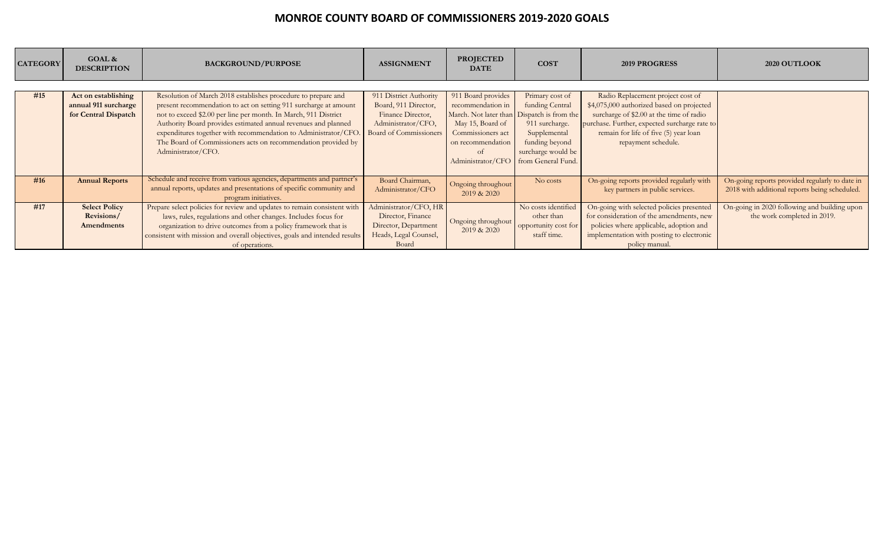# MONROE COUNTY BOARD OF COMMISSIONERS 2019-2020 GOALS

| CATEGORY | GOAL & DESCRIPTION | BACKGROUND/PURPOSE | ASSIGNMENT | PROJECTED DATE | COST | 2019 PROGRESS | 2020 OUTLOOK |
|---|---|---|---|---|---|---|---|
| #15 | **Act on establishing annual 911 surcharge for Central Dispatch** | Resolution of March 2018 establishes procedure to prepare and present recommendation to act on setting 911 surcharge at amount not to exceed \$2.00 per line per month. In March, 911 District Authority Board provides estimated annual revenues and planned expenditures together with recommendation to Administrator/CFO. The Board of Commissioners acts on recommendation provided by Administrator/CFO. | 911 District Authority Board, 911 Director, Finance Director, Administrator/CFO, Board of Commissioners | 911 Board provides recommendation in March. Not later than May 15, Board of Commissioners act on recommendation of Administrator/CFO | Primary cost of funding Central Dispatch is from the 911 surcharge. Supplemental funding beyond surcharge would be from General Fund. | Radio Replacement project cost of \$4,075,000 authorized based on projected surcharge of \$2.00 at the time of radio purchase. Further, expected surcharge rate to remain for life of five (5) year loan repayment schedule. | |
| #16 | **Annual Reports** | Schedule and receive from various agencies, departments and partner's annual reports, updates and presentations of specific community and program initiatives. | Board Chairman, Administrator/CFO | Ongoing throughout 2019 & 2020 | No costs | On-going reports provided regularly with key partners in public services. | On-going reports provided regularly to date in 2018 with additional reports being scheduled. |
| #17 | **Select Policy Revisions/ Amendments** | Prepare select policies for review and updates to remain consistent with laws, rules, regulations and other changes. Includes focus for organization to drive outcomes from a policy framework that is consistent with mission and overall objectives, goals and intended results of operations. | Administrator/CFO, HR Director, Finance Director, Department Heads, Legal Counsel, Board | Ongoing throughout 2019 & 2020 | No costs identified other than opportunity cost for staff time. | On-going with selected policies presented for consideration of the amendments, new policies where applicable, adoption and implementation with posting to electronic policy manual. | On-going in 2020 following and building upon the work completed in 2019. |